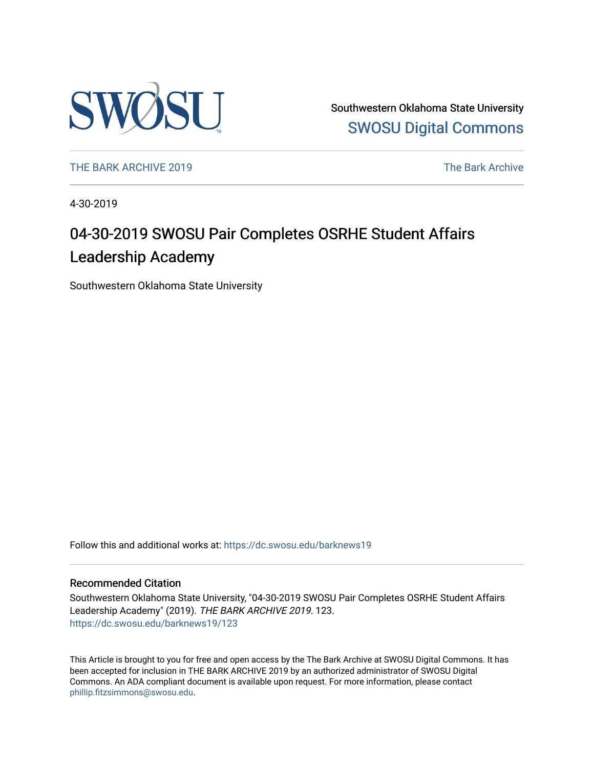Southwestern Oklahoma State University

SWOSU Digital Commons

THE BARK ARCHIVE 2019

The Bark Archive

4-30-2019

# 04-30-2019 SWOSU Pair Completes OSRHE Student Affairs Leadership Academy

Southwestern Oklahoma State University

Follow this and additional works at: https://dc.swosu.edu/barknews19

## Recommended Citation

Southwestern Oklahoma State University, "04-30-2019 SWOSU Pair Completes OSRHE Student Affairs Leadership Academy" (2019). *THE BARK ARCHIVE 2019*. 123.
https://dc.swosu.edu/barknews19/123

This Article is brought to you for free and open access by the The Bark Archive at SWOSU Digital Commons. It has been accepted for inclusion in THE BARK ARCHIVE 2019 by an authorized administrator of SWOSU Digital Commons. An ADA compliant document is available upon request. For more information, please contact phillip.fitzsimmons@swosu.edu.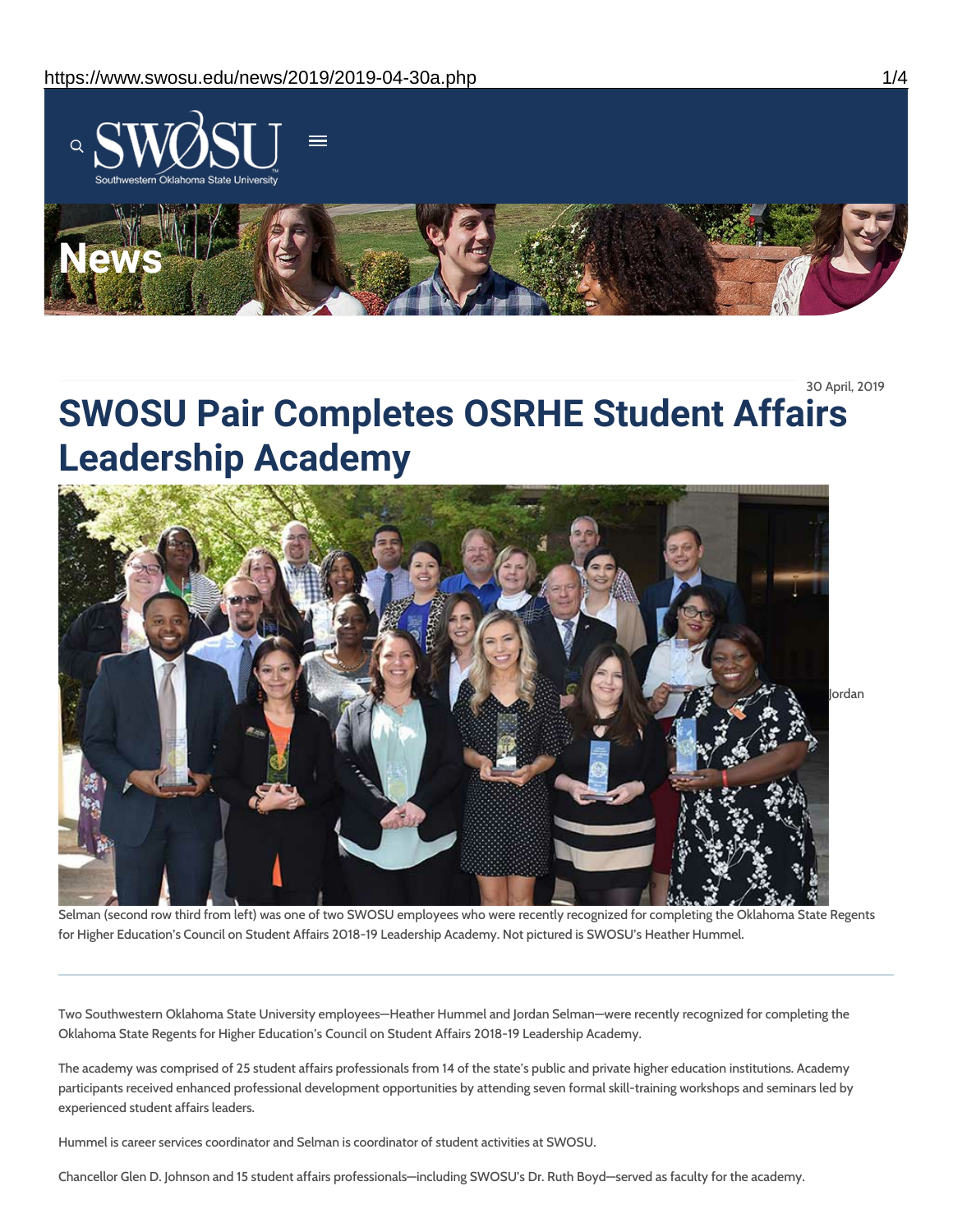30 April, 2019

# SWOSU Pair Completes OSRHE Student Affairs Leadership Academy

Jordan Selman (second row third from left) was one of two SWOSU employees who were recently recognized for completing the Oklahoma State Regents for Higher Education's Council on Student Affairs 2018-19 Leadership Academy. Not pictured is SWOSU's Heather Hummel.

Two Southwestern Oklahoma State University employees—Heather Hummel and Jordan Selman—were recently recognized for completing the Oklahoma State Regents for Higher Education's Council on Student Affairs 2018-19 Leadership Academy.

The academy was comprised of 25 student affairs professionals from 14 of the state's public and private higher education institutions. Academy participants received enhanced professional development opportunities by attending seven formal skill-training workshops and seminars led by experienced student affairs leaders.

Hummel is career services coordinator and Selman is coordinator of student activities at SWOSU.

Chancellor Glen D. Johnson and 15 student affairs professionals—including SWOSU's Dr. Ruth Boyd—served as faculty for the academy.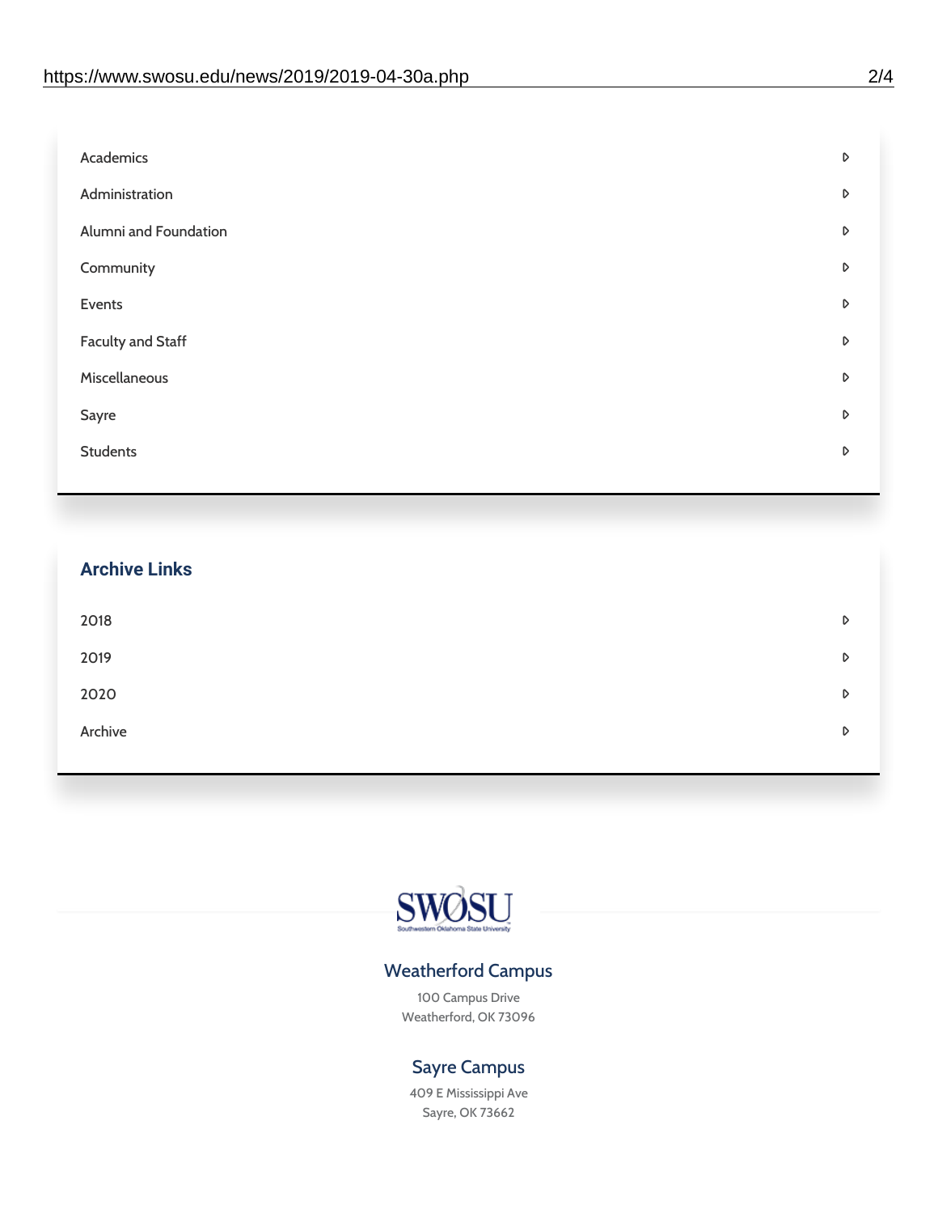- Academics
- Administration
- Alumni and Foundation
- Community
- Events
- Faculty and Staff
- Miscellaneous
- Sayre
- Students

## Archive Links

- 2018
- 2019
- 2020
- Archive

SWOSU
Southwestern Oklahoma State University

### Weatherford Campus

100 Campus Drive
Weatherford, OK 73096

### Sayre Campus

409 E Mississippi Ave
Sayre, OK 73662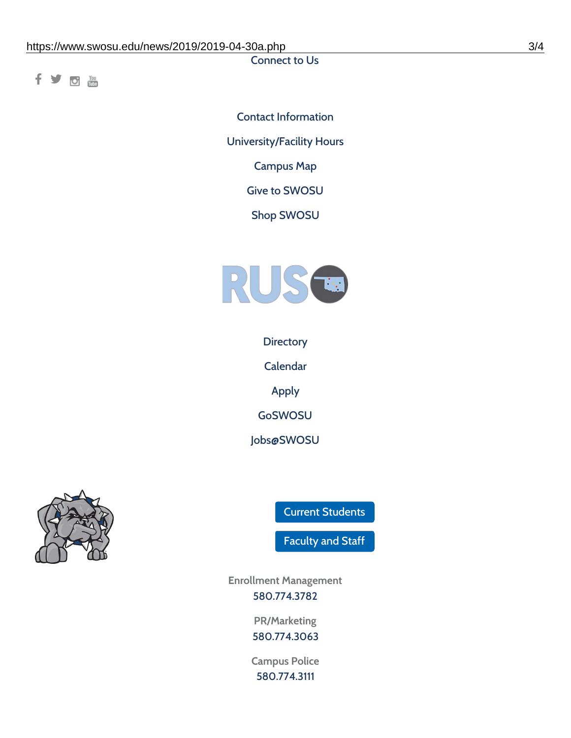Connect to Us

Contact Information

University/Facility Hours

Campus Map

Give to SWOSU

Shop SWOSU

Directory

Calendar

Apply

GoSWOSU

Jobs@SWOSU

Current Students

Faculty and Staff

Enrollment Management
580.774.3782

PR/Marketing
580.774.3063

Campus Police
580.774.3111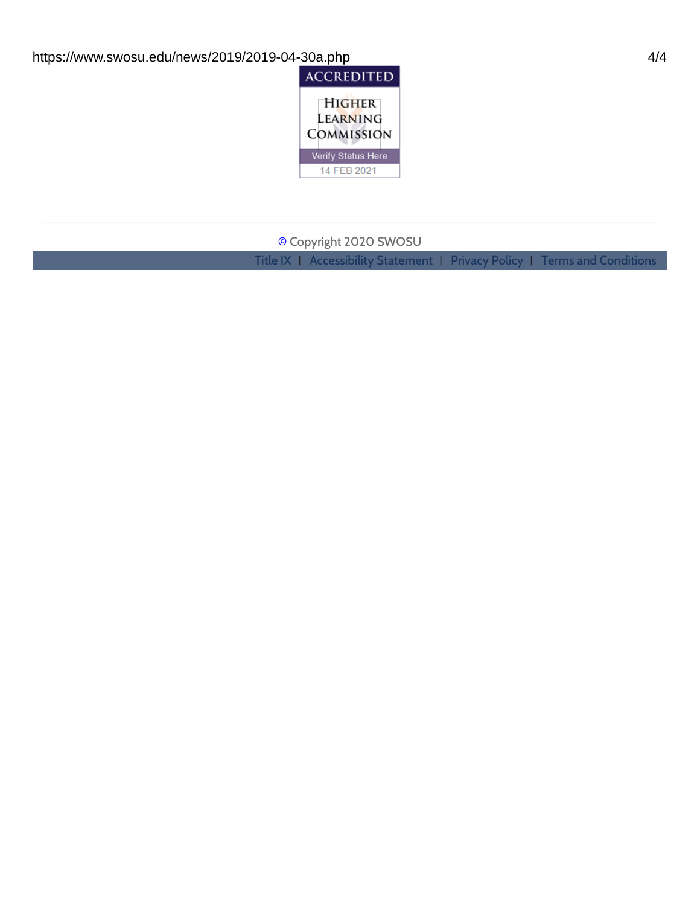ACCREDITED

HIGHER LEARNING COMMISSION

Verify Status Here

14 FEB 2021

© Copyright 2020 SWOSU

Title IX | Accessibility Statement | Privacy Policy | Terms and Conditions